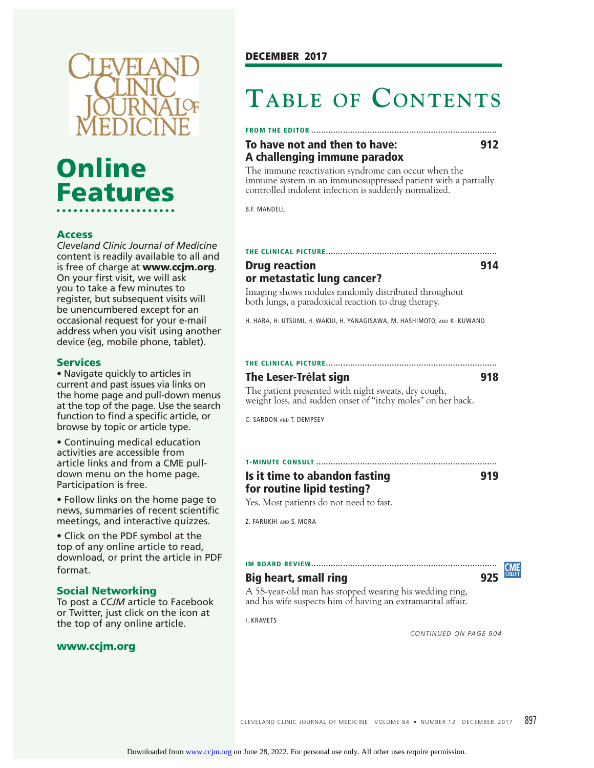# Cleveland Clinic Journal of Medicine

## Online Features

### Access

*Cleveland Clinic Journal of Medicine* content is readily available to all and is free of charge at **www.ccjm.org**. On your first visit, we will ask you to take a few minutes to register, but subsequent visits will be unencumbered except for an occasional request for your e-mail address when you visit using another device (eg, mobile phone, tablet).

### Services

- Navigate quickly to articles in current and past issues via links on the home page and pull-down menus at the top of the page. Use the search function to find a specific article, or browse by topic or article type.
- Continuing medical education activities are accessible from article links and from a CME pull-down menu on the home page. Participation is free.
- Follow links on the home page to news, summaries of recent scientific meetings, and interactive quizzes.
- Click on the PDF symbol at the top of any online article to read, download, or print the article in PDF format.

### Social Networking

To post a *CCJM* article to Facebook or Twitter, just click on the icon at the top of any online article.

**www.ccjm.org**

---

**DECEMBER 2017**

# Table of Contents

**FROM THE EDITOR**

### To have not and then to have: A challenging immune paradox — 912

The immune reactivation syndrome can occur when the immune system in an immunosuppressed patient with a partially controlled indolent infection is suddenly normalized.

B.F. MANDELL

**THE CLINICAL PICTURE**

### Drug reaction or metastatic lung cancer? — 914

Imaging shows nodules randomly distributed throughout both lungs, a paradoxical reaction to drug therapy.

H. HARA, H. UTSUMI, H. WAKUI, H. YANAGISAWA, M. HASHIMOTO, AND K. KUWANO

**THE CLINICAL PICTURE**

### The Leser-Trélat sign — 918

The patient presented with night sweats, dry cough, weight loss, and sudden onset of "itchy moles" on her back.

C. SARDON AND T. DEMPSEY

**1-MINUTE CONSULT**

### Is it time to abandon fasting for routine lipid testing? — 919

Yes. Most patients do not need to fast.

Z. FARUKHI AND S. MORA

**IM BOARD REVIEW** (CME CREDIT)

### Big heart, small ring — 925

A 58-year-old man has stopped wearing his wedding ring, and his wife suspects him of having an extramarital affair.

I. KRAVETS

*CONTINUED ON PAGE 904*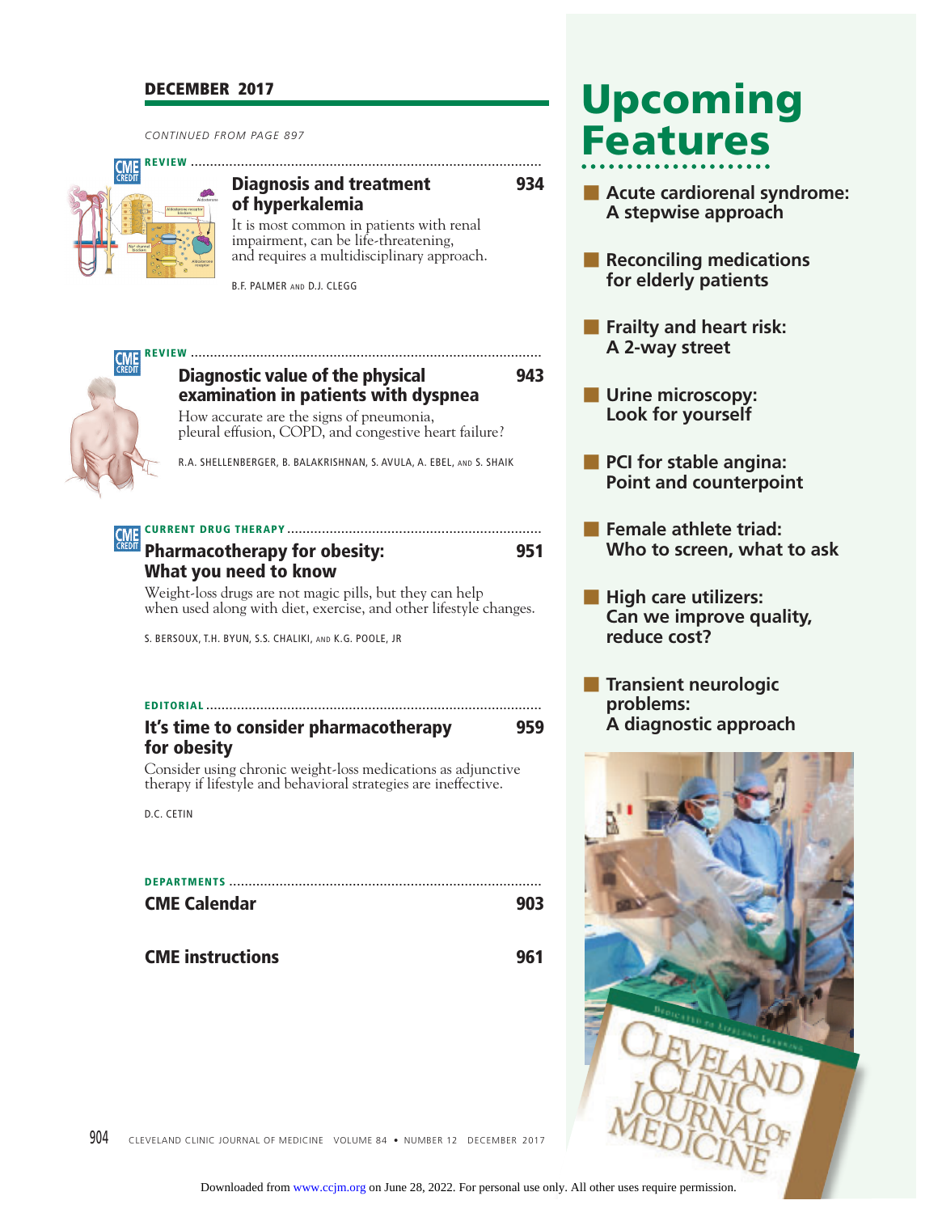## DECEMBER 2017

*CONTINUED FROM PAGE 897*

CME CREDIT

**REVIEW**

### Diagnosis and treatment of hyperkalemia — 934

It is most common in patients with renal impairment, can be life-threatening, and requires a multidisciplinary approach.

B.F. PALMER AND D.J. CLEGG

CME CREDIT

**REVIEW**

### Diagnostic value of the physical examination in patients with dyspnea — 943

How accurate are the signs of pneumonia, pleural effusion, COPD, and congestive heart failure?

R.A. SHELLENBERGER, B. BALAKRISHNAN, S. AVULA, A. EBEL, AND S. SHAIK

CME CREDIT

**CURRENT DRUG THERAPY**

### Pharmacotherapy for obesity: What you need to know — 951

Weight-loss drugs are not magic pills, but they can help when used along with diet, exercise, and other lifestyle changes.

S. BERSOUX, T.H. BYUN, S.S. CHALIKI, AND K.G. POOLE, JR

**EDITORIAL**

### It's time to consider pharmacotherapy for obesity — 959

Consider using chronic weight-loss medications as adjunctive therapy if lifestyle and behavioral strategies are ineffective.

D.C. CETIN

**DEPARTMENTS**

### CME Calendar — 903

### CME instructions — 961

# Upcoming Features

- **Acute cardiorenal syndrome: A stepwise approach**
- **Reconciling medications for elderly patients**
- **Frailty and heart risk: A 2-way street**
- **Urine microscopy: Look for yourself**
- **PCI for stable angina: Point and counterpoint**
- **Female athlete triad: Who to screen, what to ask**
- **High care utilizers: Can we improve quality, reduce cost?**
- **Transient neurologic problems: A diagnostic approach**

Downloaded from www.ccjm.org on June 28, 2022. For personal use only. All other uses require permission.